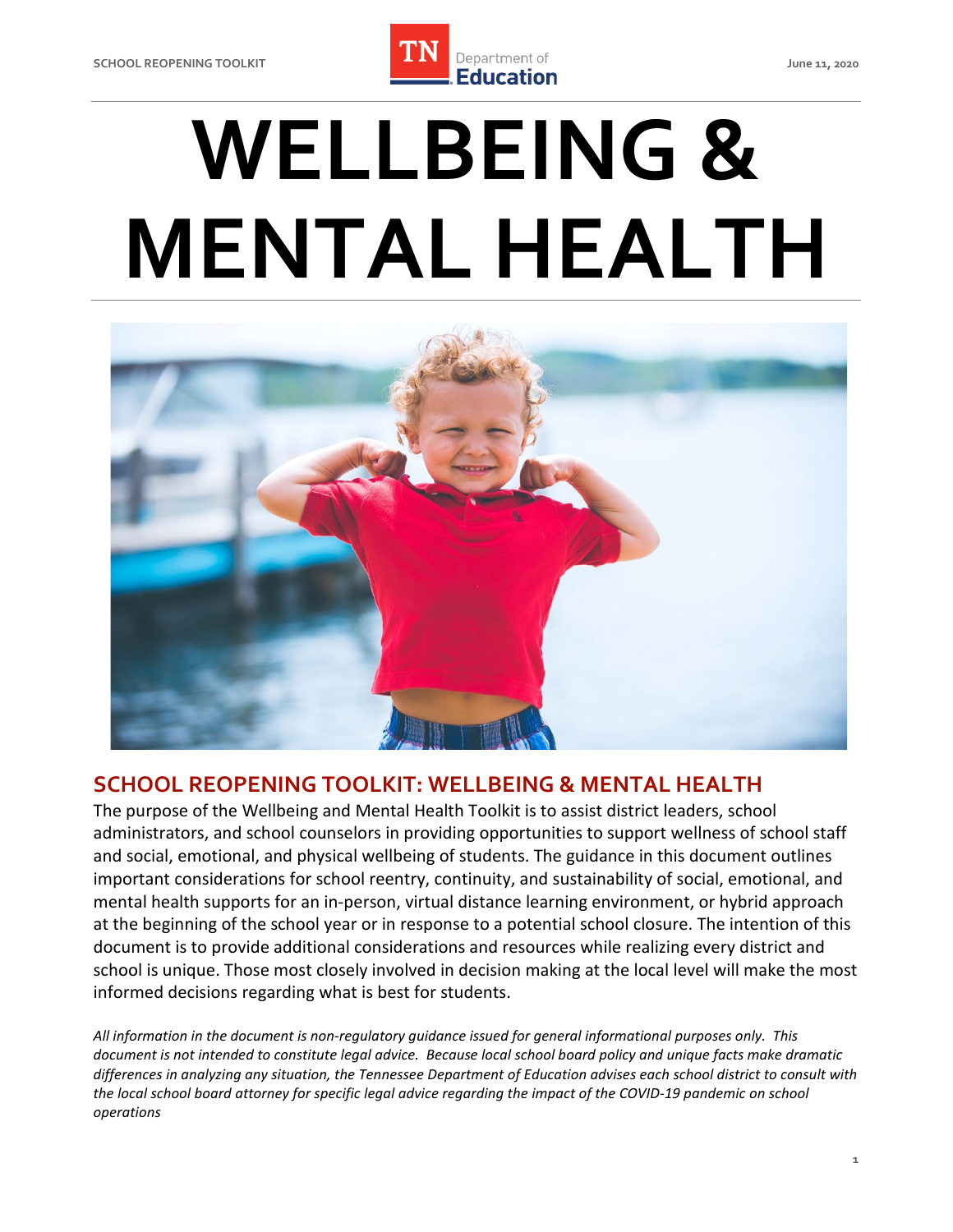# WELLBEING & MENTAL HEALTH

## SCHOOL REOPENING TOOLKIT: WELLBEING & MENTAL HEALTH

The purpose of the Wellbeing and Mental Health Toolkit is to assist district leaders, school administrators, and school counselors in providing opportunities to support wellness of school staff and social, emotional, and physical wellbeing of students. The guidance in this document outlines important considerations for school reentry, continuity, and sustainability of social, emotional, and mental health supports for an in-person, virtual distance learning environment, or hybrid approach at the beginning of the school year or in response to a potential school closure. The intention of this document is to provide additional considerations and resources while realizing every district and school is unique. Those most closely involved in decision making at the local level will make the most informed decisions regarding what is best for students.

*All information in the document is non-regulatory guidance issued for general informational purposes only. This document is not intended to constitute legal advice. Because local school board policy and unique facts make dramatic differences in analyzing any situation, the Tennessee Department of Education advises each school district to consult with the local school board attorney for specific legal advice regarding the impact of the COVID-19 pandemic on school operations*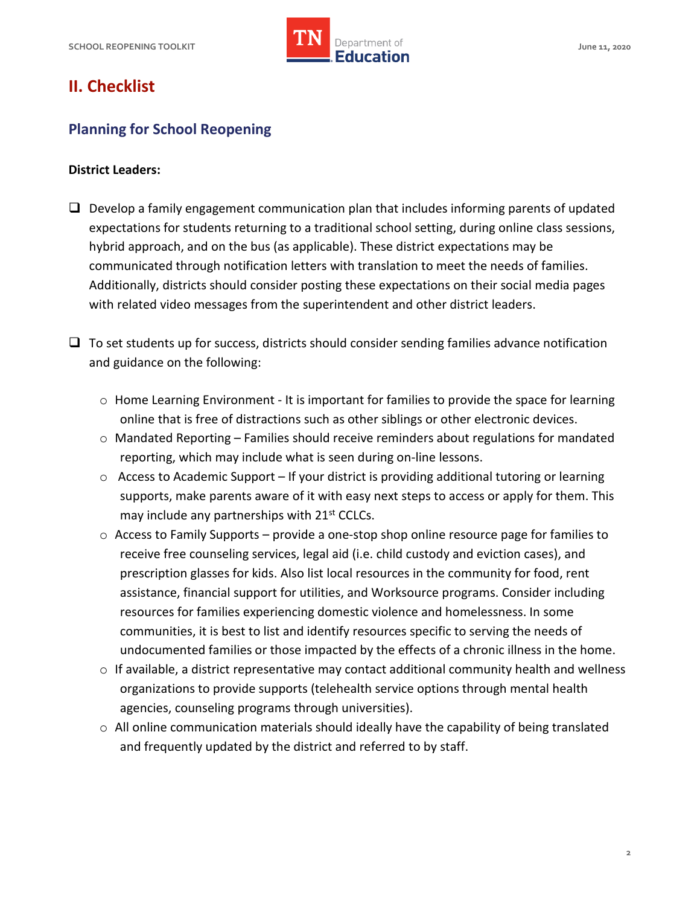## II. Checklist

### Planning for School Reopening

**District Leaders:**

- ❑ Develop a family engagement communication plan that includes informing parents of updated expectations for students returning to a traditional school setting, during online class sessions, hybrid approach, and on the bus (as applicable). These district expectations may be communicated through notification letters with translation to meet the needs of families. Additionally, districts should consider posting these expectations on their social media pages with related video messages from the superintendent and other district leaders.

- ❑ To set students up for success, districts should consider sending families advance notification and guidance on the following:
    - Home Learning Environment - It is important for families to provide the space for learning online that is free of distractions such as other siblings or other electronic devices.
    - Mandated Reporting – Families should receive reminders about regulations for mandated reporting, which may include what is seen during on-line lessons.
    - Access to Academic Support – If your district is providing additional tutoring or learning supports, make parents aware of it with easy next steps to access or apply for them. This may include any partnerships with 21st CCLCs.
    - Access to Family Supports – provide a one-stop shop online resource page for families to receive free counseling services, legal aid (i.e. child custody and eviction cases), and prescription glasses for kids. Also list local resources in the community for food, rent assistance, financial support for utilities, and Worksource programs. Consider including resources for families experiencing domestic violence and homelessness. In some communities, it is best to list and identify resources specific to serving the needs of undocumented families or those impacted by the effects of a chronic illness in the home.
    - If available, a district representative may contact additional community health and wellness organizations to provide supports (telehealth service options through mental health agencies, counseling programs through universities).
    - All online communication materials should ideally have the capability of being translated and frequently updated by the district and referred to by staff.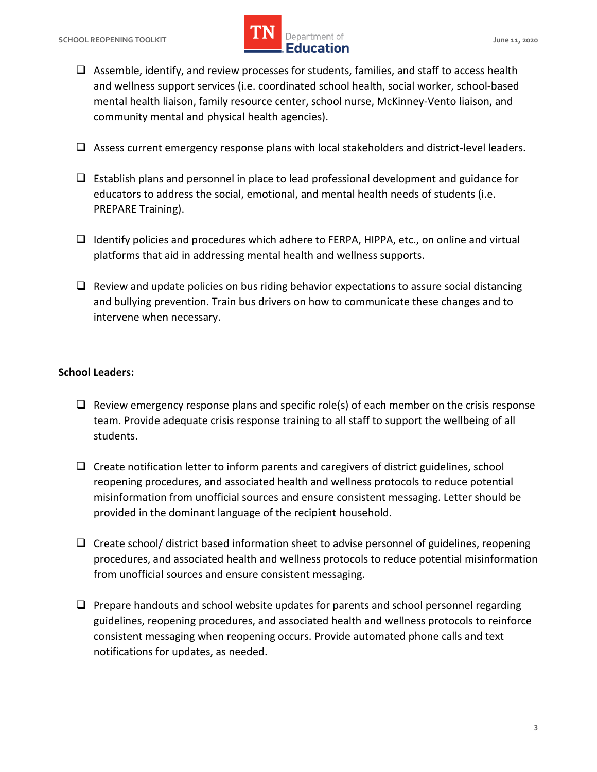- [ ] Assemble, identify, and review processes for students, families, and staff to access health and wellness support services (i.e. coordinated school health, social worker, school-based mental health liaison, family resource center, school nurse, McKinney-Vento liaison, and community mental and physical health agencies).

- [ ] Assess current emergency response plans with local stakeholders and district-level leaders.

- [ ] Establish plans and personnel in place to lead professional development and guidance for educators to address the social, emotional, and mental health needs of students (i.e. PREPARE Training).

- [ ] Identify policies and procedures which adhere to FERPA, HIPPA, etc., on online and virtual platforms that aid in addressing mental health and wellness supports.

- [ ] Review and update policies on bus riding behavior expectations to assure social distancing and bullying prevention. Train bus drivers on how to communicate these changes and to intervene when necessary.

**School Leaders:**

- [ ] Review emergency response plans and specific role(s) of each member on the crisis response team. Provide adequate crisis response training to all staff to support the wellbeing of all students.

- [ ] Create notification letter to inform parents and caregivers of district guidelines, school reopening procedures, and associated health and wellness protocols to reduce potential misinformation from unofficial sources and ensure consistent messaging. Letter should be provided in the dominant language of the recipient household.

- [ ] Create school/ district based information sheet to advise personnel of guidelines, reopening procedures, and associated health and wellness protocols to reduce potential misinformation from unofficial sources and ensure consistent messaging.

- [ ] Prepare handouts and school website updates for parents and school personnel regarding guidelines, reopening procedures, and associated health and wellness protocols to reinforce consistent messaging when reopening occurs. Provide automated phone calls and text notifications for updates, as needed.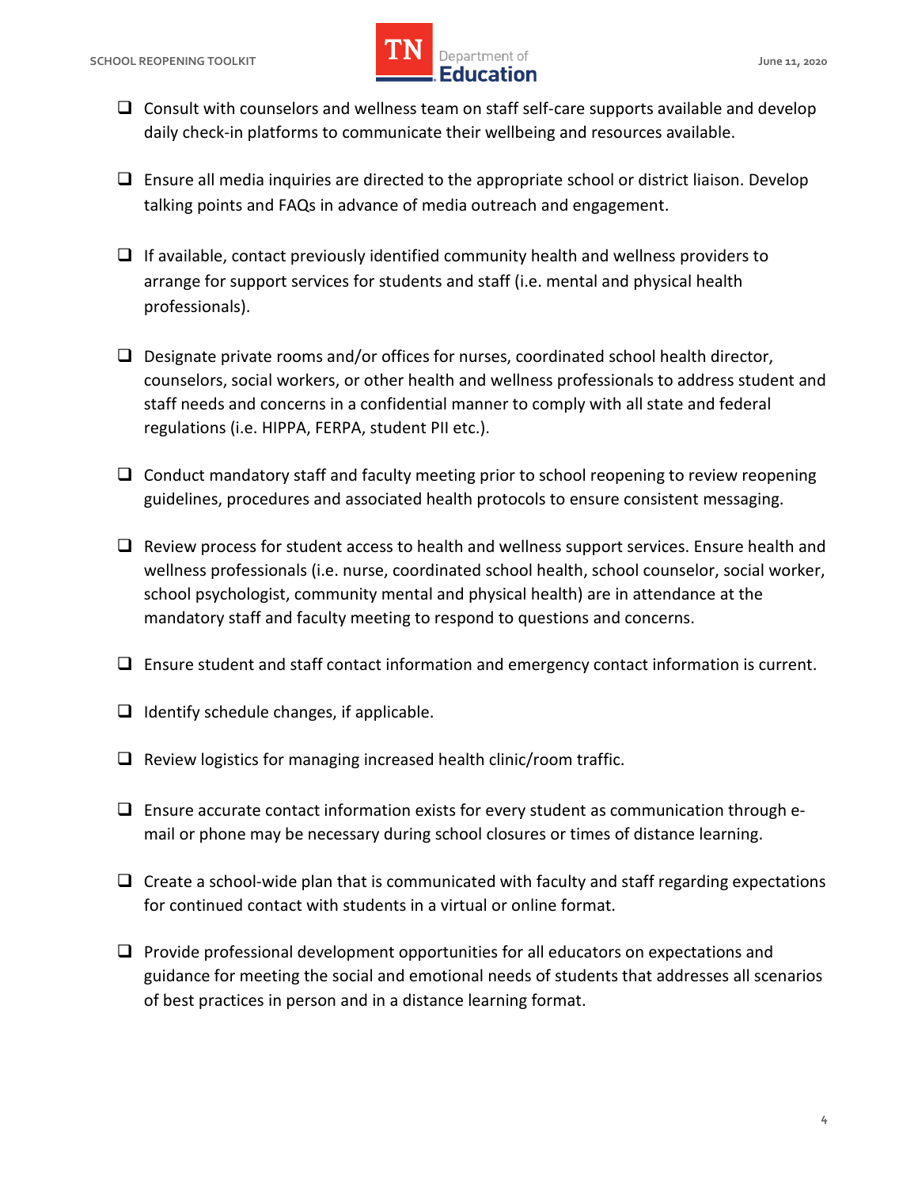- [ ] Consult with counselors and wellness team on staff self-care supports available and develop daily check-in platforms to communicate their wellbeing and resources available.

- [ ] Ensure all media inquiries are directed to the appropriate school or district liaison. Develop talking points and FAQs in advance of media outreach and engagement.

- [ ] If available, contact previously identified community health and wellness providers to arrange for support services for students and staff (i.e. mental and physical health professionals).

- [ ] Designate private rooms and/or offices for nurses, coordinated school health director, counselors, social workers, or other health and wellness professionals to address student and staff needs and concerns in a confidential manner to comply with all state and federal regulations (i.e. HIPPA, FERPA, student PII etc.).

- [ ] Conduct mandatory staff and faculty meeting prior to school reopening to review reopening guidelines, procedures and associated health protocols to ensure consistent messaging.

- [ ] Review process for student access to health and wellness support services. Ensure health and wellness professionals (i.e. nurse, coordinated school health, school counselor, social worker, school psychologist, community mental and physical health) are in attendance at the mandatory staff and faculty meeting to respond to questions and concerns.

- [ ] Ensure student and staff contact information and emergency contact information is current.

- [ ] Identify schedule changes, if applicable.

- [ ] Review logistics for managing increased health clinic/room traffic.

- [ ] Ensure accurate contact information exists for every student as communication through e-mail or phone may be necessary during school closures or times of distance learning.

- [ ] Create a school-wide plan that is communicated with faculty and staff regarding expectations for continued contact with students in a virtual or online format.

- [ ] Provide professional development opportunities for all educators on expectations and guidance for meeting the social and emotional needs of students that addresses all scenarios of best practices in person and in a distance learning format.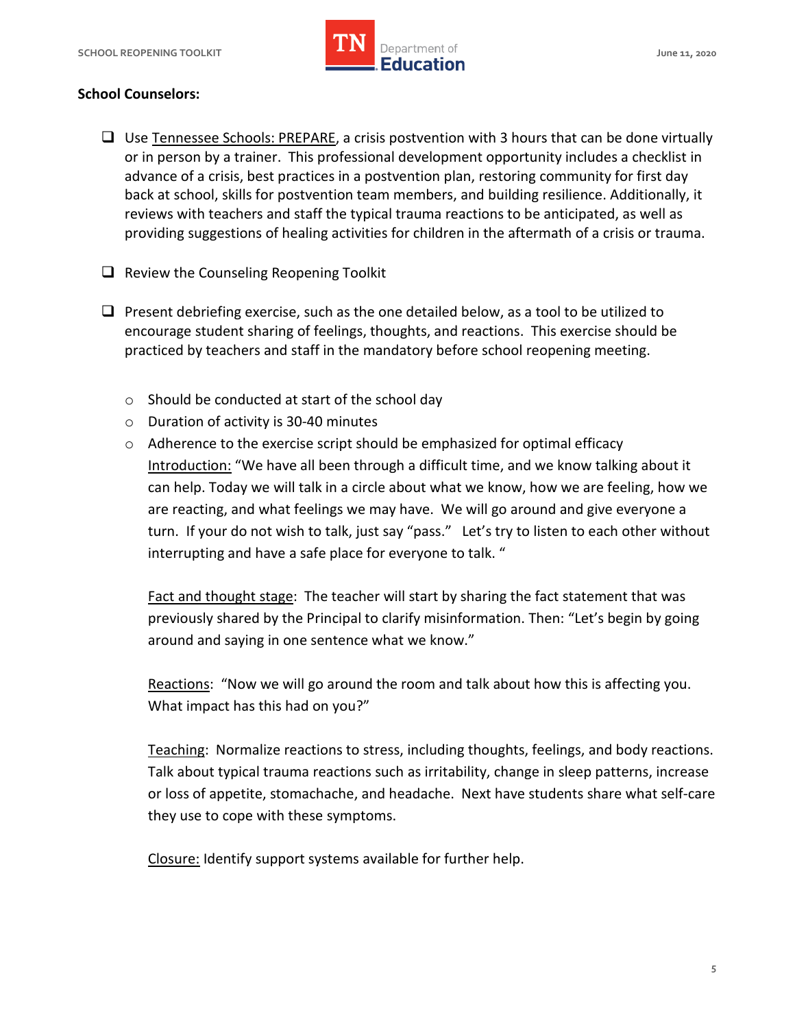**School Counselors:**

- ❑ Use Tennessee Schools: PREPARE, a crisis postvention with 3 hours that can be done virtually or in person by a trainer. This professional development opportunity includes a checklist in advance of a crisis, best practices in a postvention plan, restoring community for first day back at school, skills for postvention team members, and building resilience. Additionally, it reviews with teachers and staff the typical trauma reactions to be anticipated, as well as providing suggestions of healing activities for children in the aftermath of a crisis or trauma.

- ❑ Review the Counseling Reopening Toolkit

- ❑ Present debriefing exercise, such as the one detailed below, as a tool to be utilized to encourage student sharing of feelings, thoughts, and reactions. This exercise should be practiced by teachers and staff in the mandatory before school reopening meeting.

  - Should be conducted at start of the school day
  - Duration of activity is 30-40 minutes
  - Adherence to the exercise script should be emphasized for optimal efficacy

    Introduction: "We have all been through a difficult time, and we know talking about it can help. Today we will talk in a circle about what we know, how we are feeling, how we are reacting, and what feelings we may have. We will go around and give everyone a turn. If your do not wish to talk, just say "pass." Let's try to listen to each other without interrupting and have a safe place for everyone to talk. "

    Fact and thought stage: The teacher will start by sharing the fact statement that was previously shared by the Principal to clarify misinformation. Then: "Let's begin by going around and saying in one sentence what we know."

    Reactions: "Now we will go around the room and talk about how this is affecting you. What impact has this had on you?"

    Teaching: Normalize reactions to stress, including thoughts, feelings, and body reactions. Talk about typical trauma reactions such as irritability, change in sleep patterns, increase or loss of appetite, stomachache, and headache. Next have students share what self-care they use to cope with these symptoms.

    Closure: Identify support systems available for further help.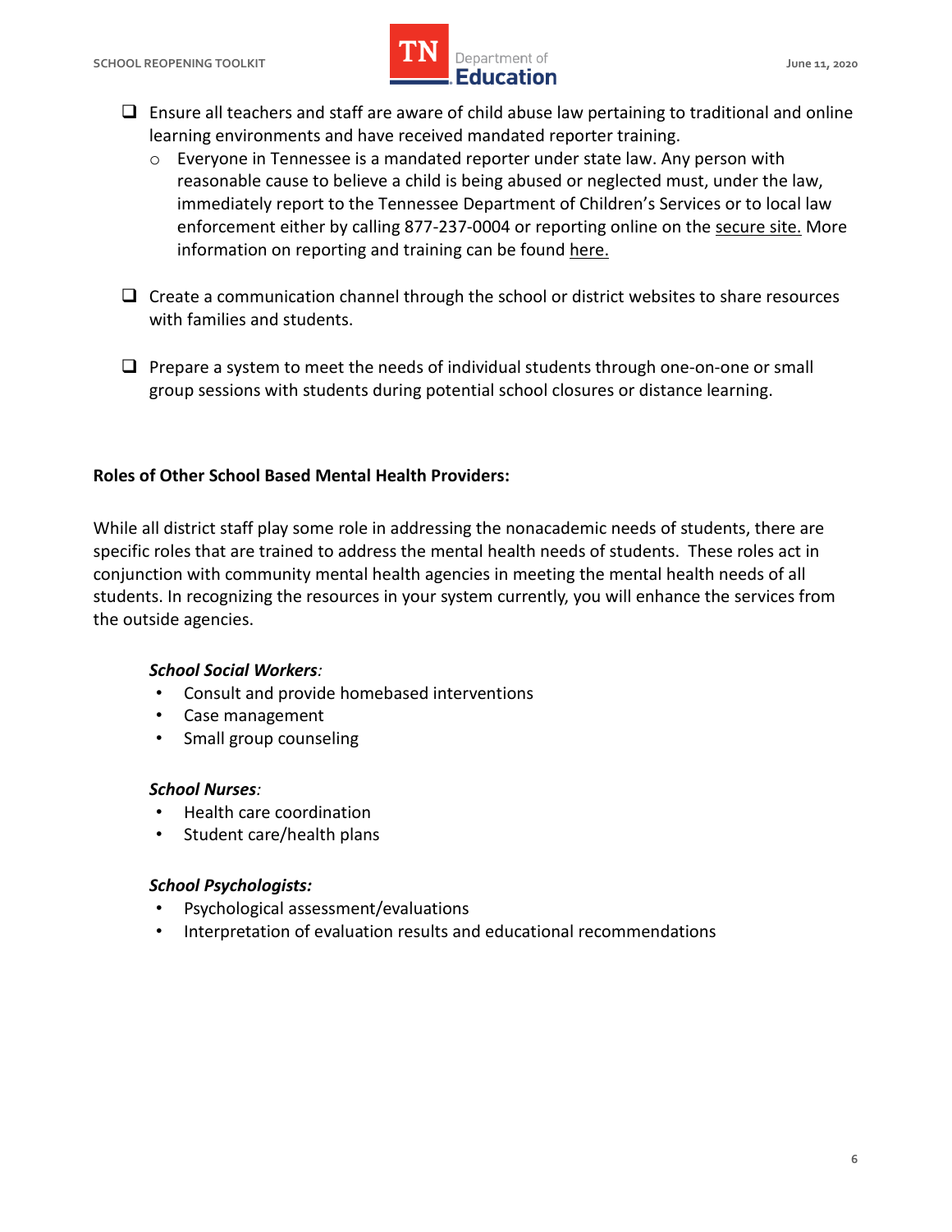- [ ] Ensure all teachers and staff are aware of child abuse law pertaining to traditional and online learning environments and have received mandated reporter training.
    - Everyone in Tennessee is a mandated reporter under state law. Any person with reasonable cause to believe a child is being abused or neglected must, under the law, immediately report to the Tennessee Department of Children's Services or to local law enforcement either by calling 877-237-0004 or reporting online on the secure site. More information on reporting and training can be found here.

- [ ] Create a communication channel through the school or district websites to share resources with families and students.

- [ ] Prepare a system to meet the needs of individual students through one-on-one or small group sessions with students during potential school closures or distance learning.

**Roles of Other School Based Mental Health Providers:**

While all district staff play some role in addressing the nonacademic needs of students, there are specific roles that are trained to address the mental health needs of students. These roles act in conjunction with community mental health agencies in meeting the mental health needs of all students. In recognizing the resources in your system currently, you will enhance the services from the outside agencies.

***School Social Workers:***

- Consult and provide homebased interventions
- Case management
- Small group counseling

***School Nurses:***

- Health care coordination
- Student care/health plans

***School Psychologists:***

- Psychological assessment/evaluations
- Interpretation of evaluation results and educational recommendations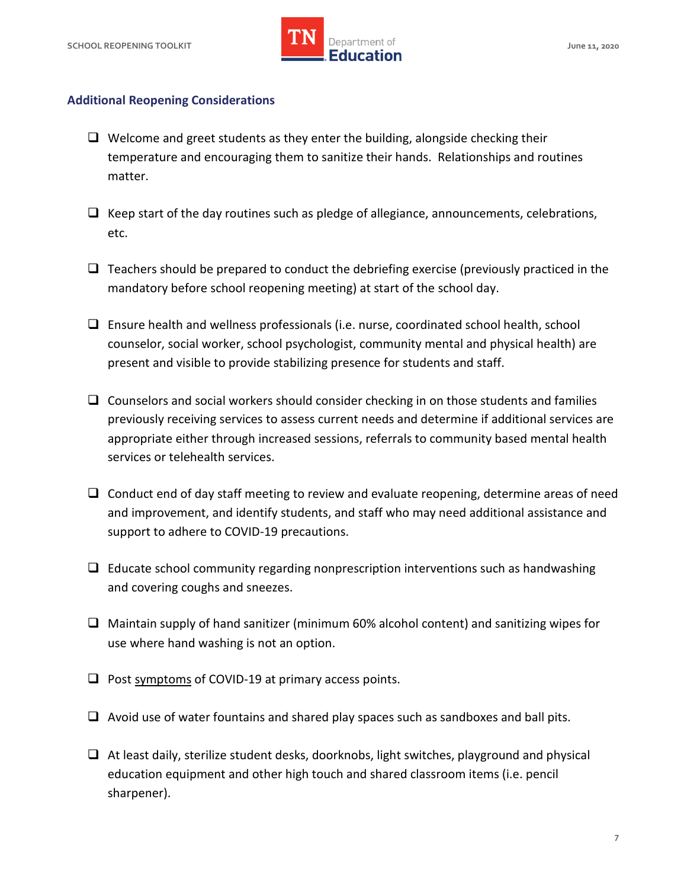### Additional Reopening Considerations

- [ ] Welcome and greet students as they enter the building, alongside checking their temperature and encouraging them to sanitize their hands. Relationships and routines matter.
- [ ] Keep start of the day routines such as pledge of allegiance, announcements, celebrations, etc.
- [ ] Teachers should be prepared to conduct the debriefing exercise (previously practiced in the mandatory before school reopening meeting) at start of the school day.
- [ ] Ensure health and wellness professionals (i.e. nurse, coordinated school health, school counselor, social worker, school psychologist, community mental and physical health) are present and visible to provide stabilizing presence for students and staff.
- [ ] Counselors and social workers should consider checking in on those students and families previously receiving services to assess current needs and determine if additional services are appropriate either through increased sessions, referrals to community based mental health services or telehealth services.
- [ ] Conduct end of day staff meeting to review and evaluate reopening, determine areas of need and improvement, and identify students, and staff who may need additional assistance and support to adhere to COVID-19 precautions.
- [ ] Educate school community regarding nonprescription interventions such as handwashing and covering coughs and sneezes.
- [ ] Maintain supply of hand sanitizer (minimum 60% alcohol content) and sanitizing wipes for use where hand washing is not an option.
- [ ] Post symptoms of COVID-19 at primary access points.
- [ ] Avoid use of water fountains and shared play spaces such as sandboxes and ball pits.
- [ ] At least daily, sterilize student desks, doorknobs, light switches, playground and physical education equipment and other high touch and shared classroom items (i.e. pencil sharpener).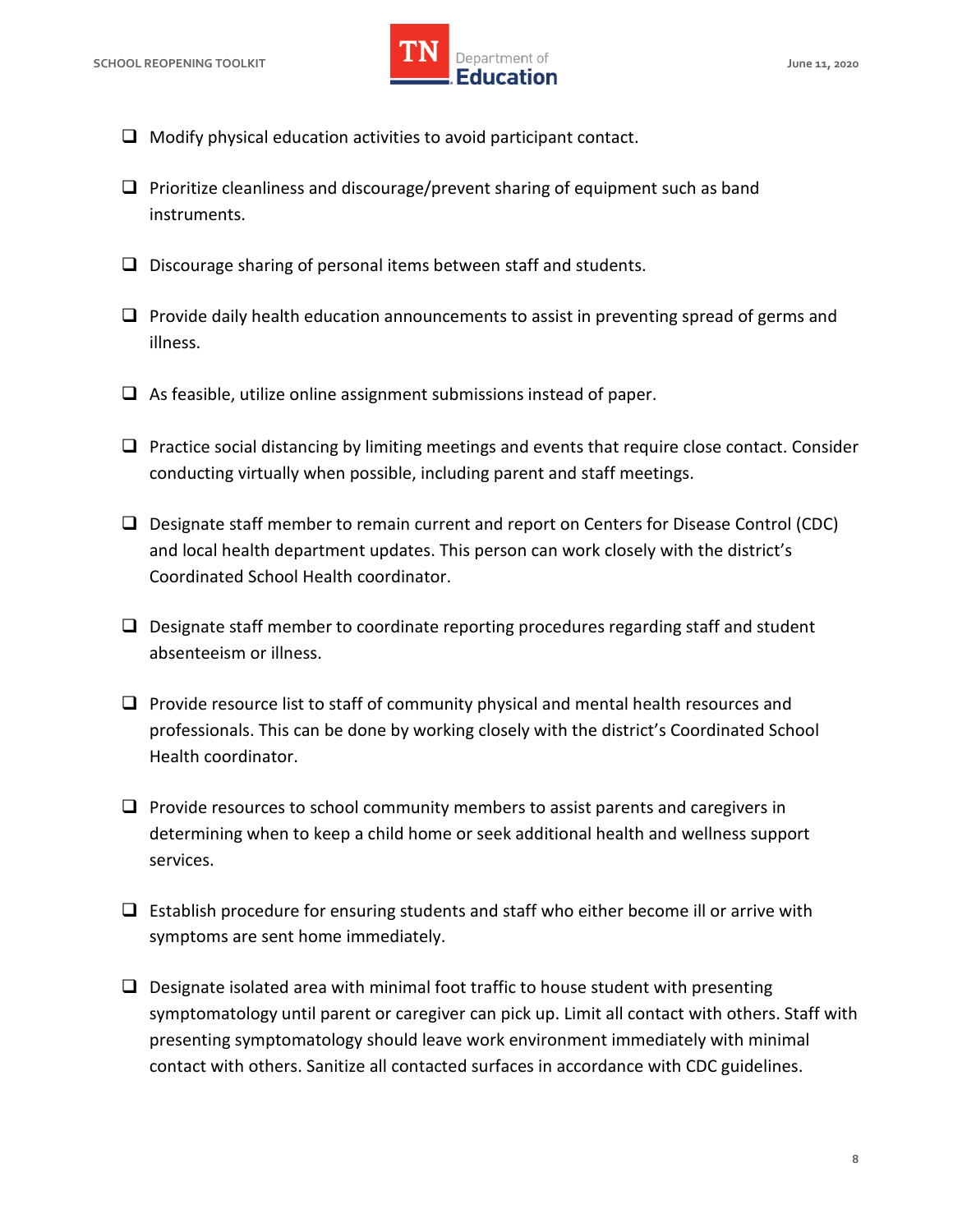- [ ] Modify physical education activities to avoid participant contact.

- [ ] Prioritize cleanliness and discourage/prevent sharing of equipment such as band instruments.

- [ ] Discourage sharing of personal items between staff and students.

- [ ] Provide daily health education announcements to assist in preventing spread of germs and illness.

- [ ] As feasible, utilize online assignment submissions instead of paper.

- [ ] Practice social distancing by limiting meetings and events that require close contact. Consider conducting virtually when possible, including parent and staff meetings.

- [ ] Designate staff member to remain current and report on Centers for Disease Control (CDC) and local health department updates. This person can work closely with the district's Coordinated School Health coordinator.

- [ ] Designate staff member to coordinate reporting procedures regarding staff and student absenteeism or illness.

- [ ] Provide resource list to staff of community physical and mental health resources and professionals. This can be done by working closely with the district's Coordinated School Health coordinator.

- [ ] Provide resources to school community members to assist parents and caregivers in determining when to keep a child home or seek additional health and wellness support services.

- [ ] Establish procedure for ensuring students and staff who either become ill or arrive with symptoms are sent home immediately.

- [ ] Designate isolated area with minimal foot traffic to house student with presenting symptomatology until parent or caregiver can pick up. Limit all contact with others. Staff with presenting symptomatology should leave work environment immediately with minimal contact with others. Sanitize all contacted surfaces in accordance with CDC guidelines.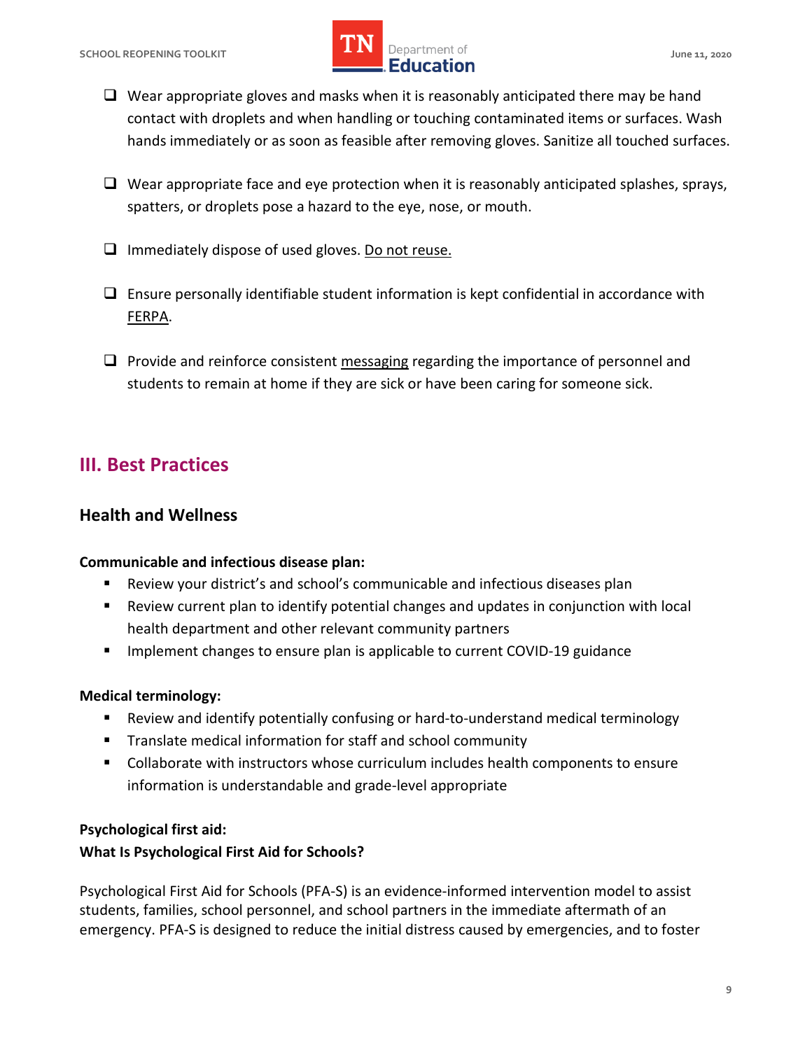- [ ] Wear appropriate gloves and masks when it is reasonably anticipated there may be hand contact with droplets and when handling or touching contaminated items or surfaces. Wash hands immediately or as soon as feasible after removing gloves. Sanitize all touched surfaces.

- [ ] Wear appropriate face and eye protection when it is reasonably anticipated splashes, sprays, spatters, or droplets pose a hazard to the eye, nose, or mouth.

- [ ] Immediately dispose of used gloves. Do not reuse.

- [ ] Ensure personally identifiable student information is kept confidential in accordance with FERPA.

- [ ] Provide and reinforce consistent messaging regarding the importance of personnel and students to remain at home if they are sick or have been caring for someone sick.

## III. Best Practices

### Health and Wellness

**Communicable and infectious disease plan:**

- Review your district's and school's communicable and infectious diseases plan
- Review current plan to identify potential changes and updates in conjunction with local health department and other relevant community partners
- Implement changes to ensure plan is applicable to current COVID-19 guidance

**Medical terminology:**

- Review and identify potentially confusing or hard-to-understand medical terminology
- Translate medical information for staff and school community
- Collaborate with instructors whose curriculum includes health components to ensure information is understandable and grade-level appropriate

**Psychological first aid:**
**What Is Psychological First Aid for Schools?**

Psychological First Aid for Schools (PFA-S) is an evidence-informed intervention model to assist students, families, school personnel, and school partners in the immediate aftermath of an emergency. PFA-S is designed to reduce the initial distress caused by emergencies, and to foster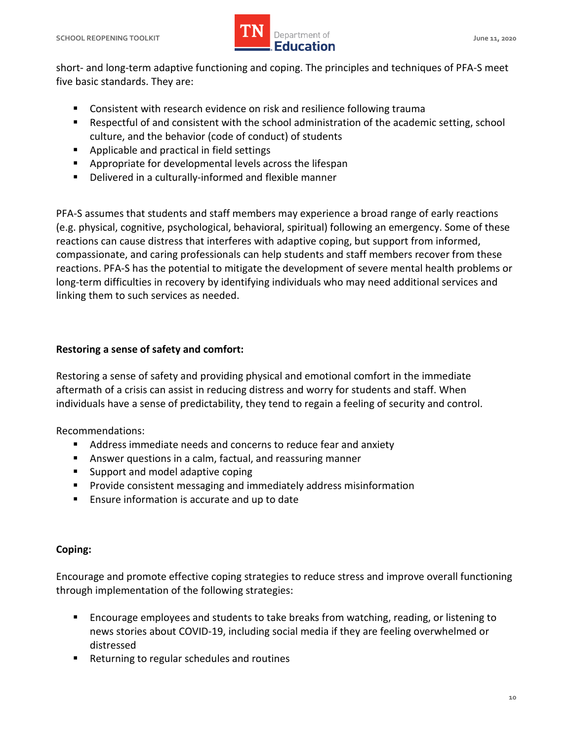short- and long-term adaptive functioning and coping. The principles and techniques of PFA-S meet five basic standards. They are:

- Consistent with research evidence on risk and resilience following trauma
- Respectful of and consistent with the school administration of the academic setting, school culture, and the behavior (code of conduct) of students
- Applicable and practical in field settings
- Appropriate for developmental levels across the lifespan
- Delivered in a culturally-informed and flexible manner

PFA-S assumes that students and staff members may experience a broad range of early reactions (e.g. physical, cognitive, psychological, behavioral, spiritual) following an emergency. Some of these reactions can cause distress that interferes with adaptive coping, but support from informed, compassionate, and caring professionals can help students and staff members recover from these reactions. PFA-S has the potential to mitigate the development of severe mental health problems or long-term difficulties in recovery by identifying individuals who may need additional services and linking them to such services as needed.

**Restoring a sense of safety and comfort:**

Restoring a sense of safety and providing physical and emotional comfort in the immediate aftermath of a crisis can assist in reducing distress and worry for students and staff. When individuals have a sense of predictability, they tend to regain a feeling of security and control.

Recommendations:

- Address immediate needs and concerns to reduce fear and anxiety
- Answer questions in a calm, factual, and reassuring manner
- Support and model adaptive coping
- Provide consistent messaging and immediately address misinformation
- Ensure information is accurate and up to date

**Coping:**

Encourage and promote effective coping strategies to reduce stress and improve overall functioning through implementation of the following strategies:

- Encourage employees and students to take breaks from watching, reading, or listening to news stories about COVID-19, including social media if they are feeling overwhelmed or distressed
- Returning to regular schedules and routines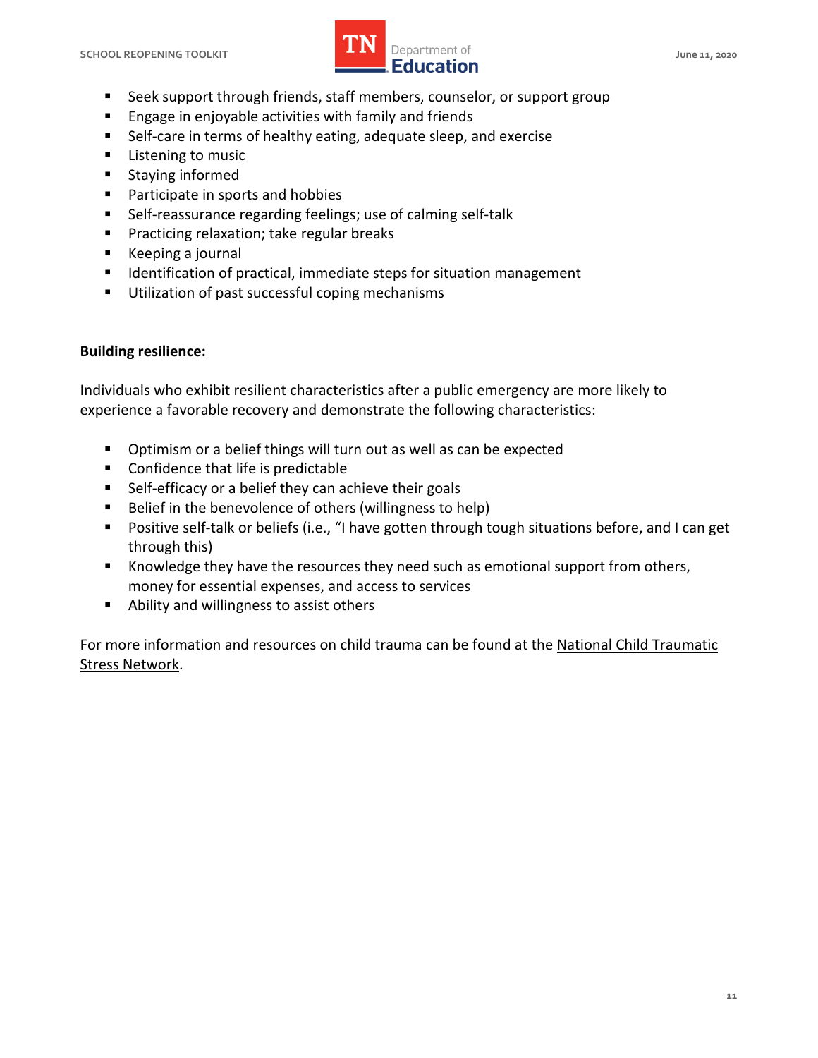- Seek support through friends, staff members, counselor, or support group
- Engage in enjoyable activities with family and friends
- Self-care in terms of healthy eating, adequate sleep, and exercise
- Listening to music
- Staying informed
- Participate in sports and hobbies
- Self-reassurance regarding feelings; use of calming self-talk
- Practicing relaxation; take regular breaks
- Keeping a journal
- Identification of practical, immediate steps for situation management
- Utilization of past successful coping mechanisms

**Building resilience:**

Individuals who exhibit resilient characteristics after a public emergency are more likely to experience a favorable recovery and demonstrate the following characteristics:

- Optimism or a belief things will turn out as well as can be expected
- Confidence that life is predictable
- Self-efficacy or a belief they can achieve their goals
- Belief in the benevolence of others (willingness to help)
- Positive self-talk or beliefs (i.e., "I have gotten through tough situations before, and I can get through this)
- Knowledge they have the resources they need such as emotional support from others, money for essential expenses, and access to services
- Ability and willingness to assist others

For more information and resources on child trauma can be found at the National Child Traumatic Stress Network.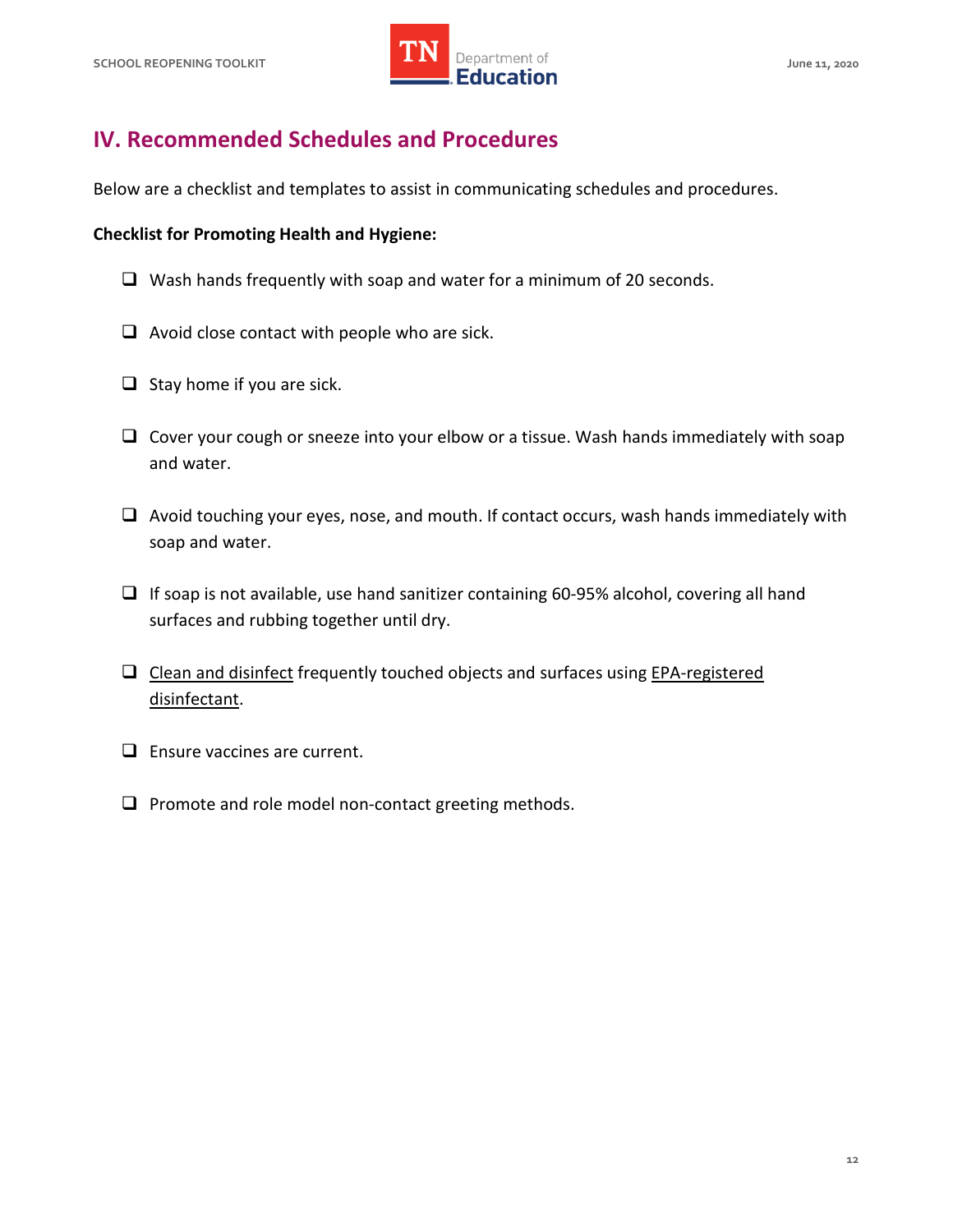## IV. Recommended Schedules and Procedures

Below are a checklist and templates to assist in communicating schedules and procedures.

**Checklist for Promoting Health and Hygiene:**

- [ ] Wash hands frequently with soap and water for a minimum of 20 seconds.
- [ ] Avoid close contact with people who are sick.
- [ ] Stay home if you are sick.
- [ ] Cover your cough or sneeze into your elbow or a tissue. Wash hands immediately with soap and water.
- [ ] Avoid touching your eyes, nose, and mouth. If contact occurs, wash hands immediately with soap and water.
- [ ] If soap is not available, use hand sanitizer containing 60-95% alcohol, covering all hand surfaces and rubbing together until dry.
- [ ] Clean and disinfect frequently touched objects and surfaces using EPA-registered disinfectant.
- [ ] Ensure vaccines are current.
- [ ] Promote and role model non-contact greeting methods.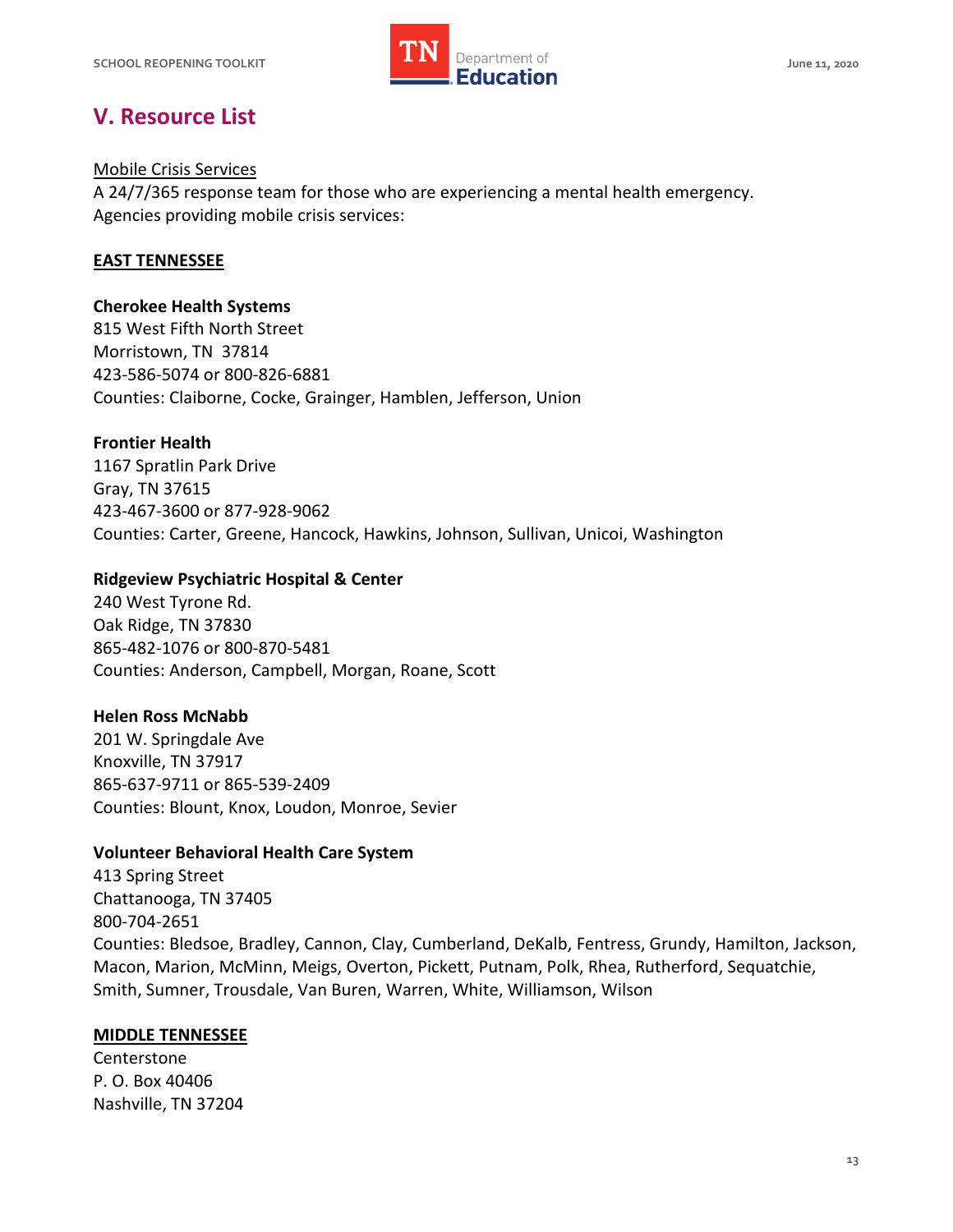## V. Resource List

Mobile Crisis Services

A 24/7/365 response team for those who are experiencing a mental health emergency.
Agencies providing mobile crisis services:

**EAST TENNESSEE**

**Cherokee Health Systems**
815 West Fifth North Street
Morristown, TN 37814
423-586-5074 or 800-826-6881
Counties: Claiborne, Cocke, Grainger, Hamblen, Jefferson, Union

**Frontier Health**
1167 Spratlin Park Drive
Gray, TN 37615
423-467-3600 or 877-928-9062
Counties: Carter, Greene, Hancock, Hawkins, Johnson, Sullivan, Unicoi, Washington

**Ridgeview Psychiatric Hospital & Center**
240 West Tyrone Rd.
Oak Ridge, TN 37830
865-482-1076 or 800-870-5481
Counties: Anderson, Campbell, Morgan, Roane, Scott

**Helen Ross McNabb**
201 W. Springdale Ave
Knoxville, TN 37917
865-637-9711 or 865-539-2409
Counties: Blount, Knox, Loudon, Monroe, Sevier

**Volunteer Behavioral Health Care System**
413 Spring Street
Chattanooga, TN 37405
800-704-2651
Counties: Bledsoe, Bradley, Cannon, Clay, Cumberland, DeKalb, Fentress, Grundy, Hamilton, Jackson, Macon, Marion, McMinn, Meigs, Overton, Pickett, Putnam, Polk, Rhea, Rutherford, Sequatchie, Smith, Sumner, Trousdale, Van Buren, Warren, White, Williamson, Wilson

**MIDDLE TENNESSEE**

Centerstone
P. O. Box 40406
Nashville, TN 37204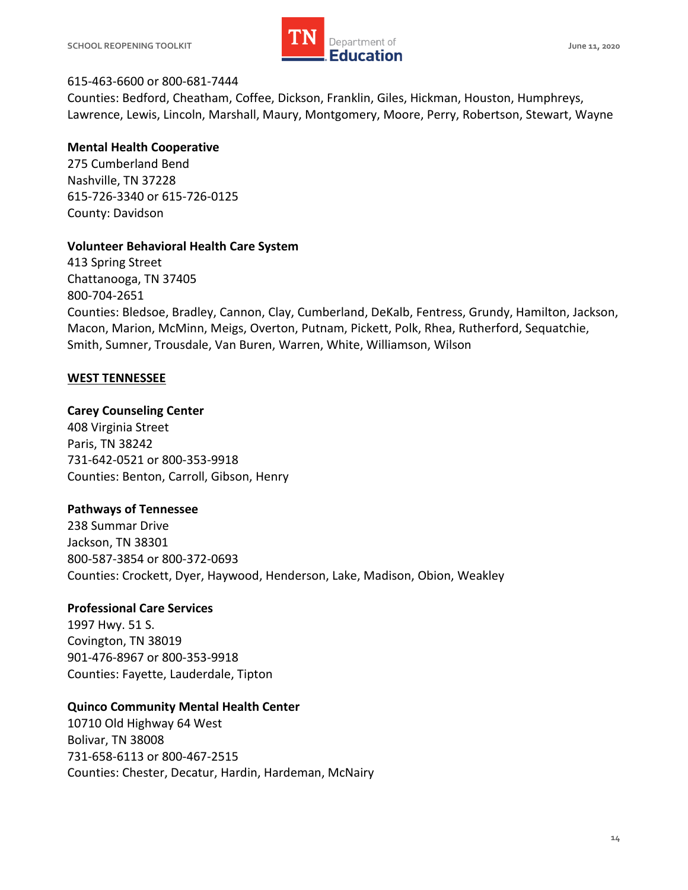615-463-6600 or 800-681-7444
Counties: Bedford, Cheatham, Coffee, Dickson, Franklin, Giles, Hickman, Houston, Humphreys, Lawrence, Lewis, Lincoln, Marshall, Maury, Montgomery, Moore, Perry, Robertson, Stewart, Wayne

**Mental Health Cooperative**
275 Cumberland Bend
Nashville, TN 37228
615-726-3340 or 615-726-0125
County: Davidson

**Volunteer Behavioral Health Care System**
413 Spring Street
Chattanooga, TN 37405
800-704-2651
Counties: Bledsoe, Bradley, Cannon, Clay, Cumberland, DeKalb, Fentress, Grundy, Hamilton, Jackson, Macon, Marion, McMinn, Meigs, Overton, Putnam, Pickett, Polk, Rhea, Rutherford, Sequatchie, Smith, Sumner, Trousdale, Van Buren, Warren, White, Williamson, Wilson

**WEST TENNESSEE**

**Carey Counseling Center**
408 Virginia Street
Paris, TN 38242
731-642-0521 or 800-353-9918
Counties: Benton, Carroll, Gibson, Henry

**Pathways of Tennessee**
238 Summar Drive
Jackson, TN 38301
800-587-3854 or 800-372-0693
Counties: Crockett, Dyer, Haywood, Henderson, Lake, Madison, Obion, Weakley

**Professional Care Services**
1997 Hwy. 51 S.
Covington, TN 38019
901-476-8967 or 800-353-9918
Counties: Fayette, Lauderdale, Tipton

**Quinco Community Mental Health Center**
10710 Old Highway 64 West
Bolivar, TN 38008
731-658-6113 or 800-467-2515
Counties: Chester, Decatur, Hardin, Hardeman, McNairy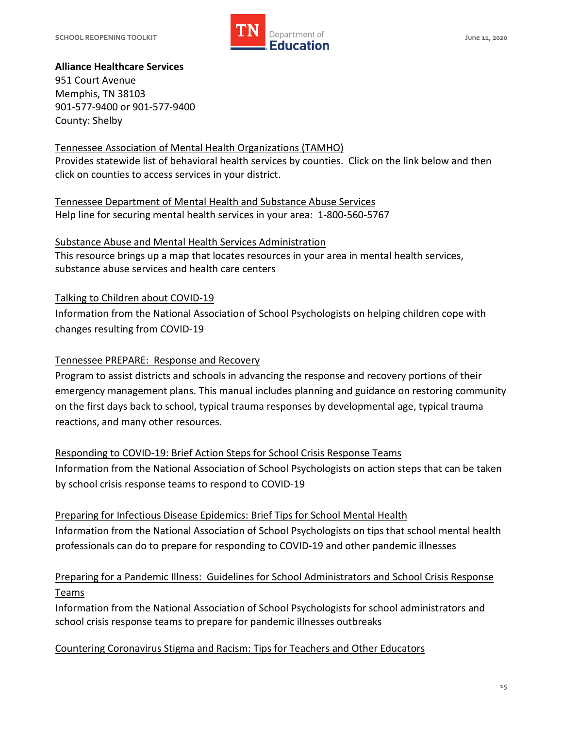**Alliance Healthcare Services**
951 Court Avenue
Memphis, TN 38103
901-577-9400 or 901-577-9400
County: Shelby

Tennessee Association of Mental Health Organizations (TAMHO)
Provides statewide list of behavioral health services by counties. Click on the link below and then click on counties to access services in your district.

Tennessee Department of Mental Health and Substance Abuse Services
Help line for securing mental health services in your area: 1-800-560-5767

Substance Abuse and Mental Health Services Administration
This resource brings up a map that locates resources in your area in mental health services, substance abuse services and health care centers

Talking to Children about COVID-19
Information from the National Association of School Psychologists on helping children cope with changes resulting from COVID-19

Tennessee PREPARE: Response and Recovery
Program to assist districts and schools in advancing the response and recovery portions of their emergency management plans. This manual includes planning and guidance on restoring community on the first days back to school, typical trauma responses by developmental age, typical trauma reactions, and many other resources.

Responding to COVID-19: Brief Action Steps for School Crisis Response Teams
Information from the National Association of School Psychologists on action steps that can be taken by school crisis response teams to respond to COVID-19

Preparing for Infectious Disease Epidemics: Brief Tips for School Mental Health
Information from the National Association of School Psychologists on tips that school mental health professionals can do to prepare for responding to COVID-19 and other pandemic illnesses

Preparing for a Pandemic Illness: Guidelines for School Administrators and School Crisis Response Teams
Information from the National Association of School Psychologists for school administrators and school crisis response teams to prepare for pandemic illnesses outbreaks

Countering Coronavirus Stigma and Racism: Tips for Teachers and Other Educators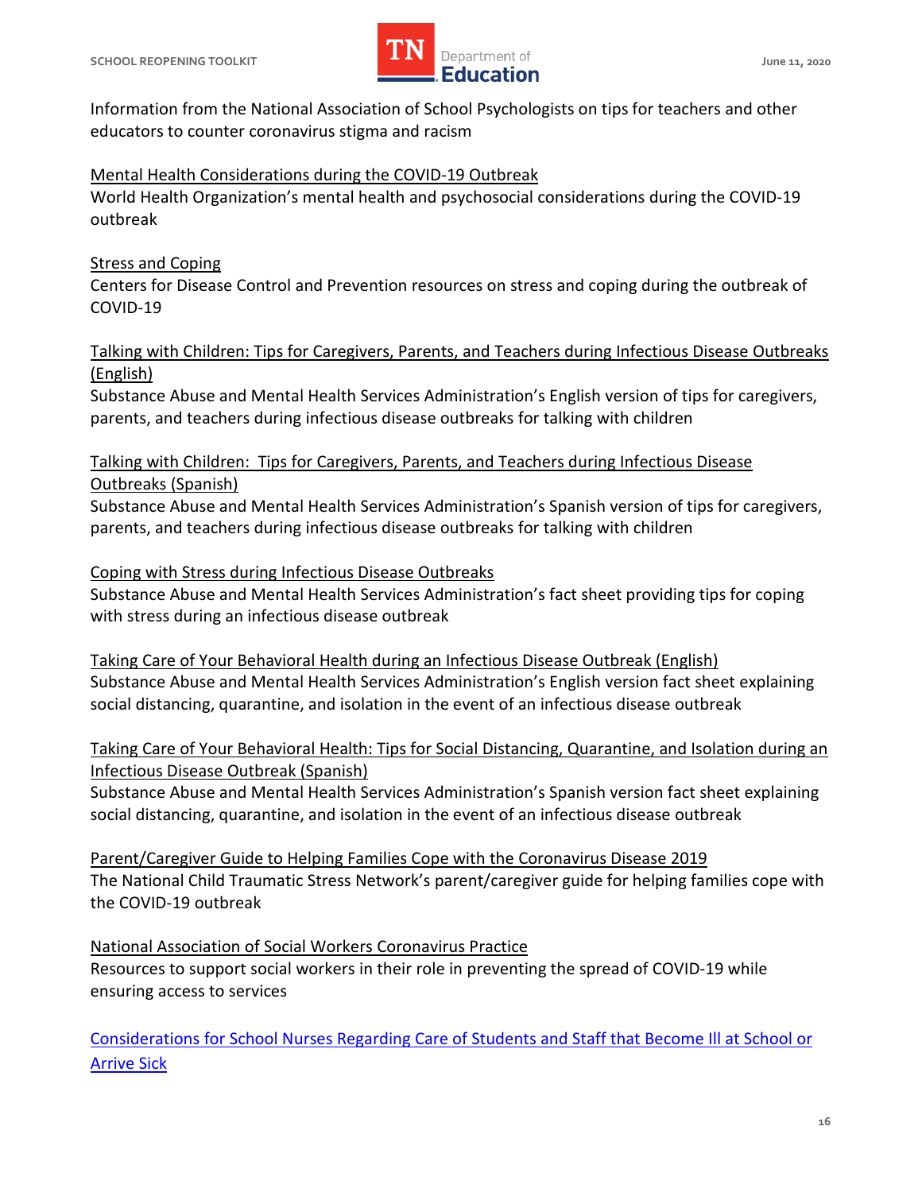Information from the National Association of School Psychologists on tips for teachers and other educators to counter coronavirus stigma and racism

Mental Health Considerations during the COVID-19 Outbreak
World Health Organization's mental health and psychosocial considerations during the COVID-19 outbreak

Stress and Coping
Centers for Disease Control and Prevention resources on stress and coping during the outbreak of COVID-19

Talking with Children: Tips for Caregivers, Parents, and Teachers during Infectious Disease Outbreaks (English)
Substance Abuse and Mental Health Services Administration's English version of tips for caregivers, parents, and teachers during infectious disease outbreaks for talking with children

Talking with Children: Tips for Caregivers, Parents, and Teachers during Infectious Disease Outbreaks (Spanish)
Substance Abuse and Mental Health Services Administration's Spanish version of tips for caregivers, parents, and teachers during infectious disease outbreaks for talking with children

Coping with Stress during Infectious Disease Outbreaks
Substance Abuse and Mental Health Services Administration's fact sheet providing tips for coping with stress during an infectious disease outbreak

Taking Care of Your Behavioral Health during an Infectious Disease Outbreak (English)
Substance Abuse and Mental Health Services Administration's English version fact sheet explaining social distancing, quarantine, and isolation in the event of an infectious disease outbreak

Taking Care of Your Behavioral Health: Tips for Social Distancing, Quarantine, and Isolation during an Infectious Disease Outbreak (Spanish)
Substance Abuse and Mental Health Services Administration's Spanish version fact sheet explaining social distancing, quarantine, and isolation in the event of an infectious disease outbreak

Parent/Caregiver Guide to Helping Families Cope with the Coronavirus Disease 2019
The National Child Traumatic Stress Network's parent/caregiver guide for helping families cope with the COVID-19 outbreak

National Association of Social Workers Coronavirus Practice
Resources to support social workers in their role in preventing the spread of COVID-19 while ensuring access to services

Considerations for School Nurses Regarding Care of Students and Staff that Become Ill at School or Arrive Sick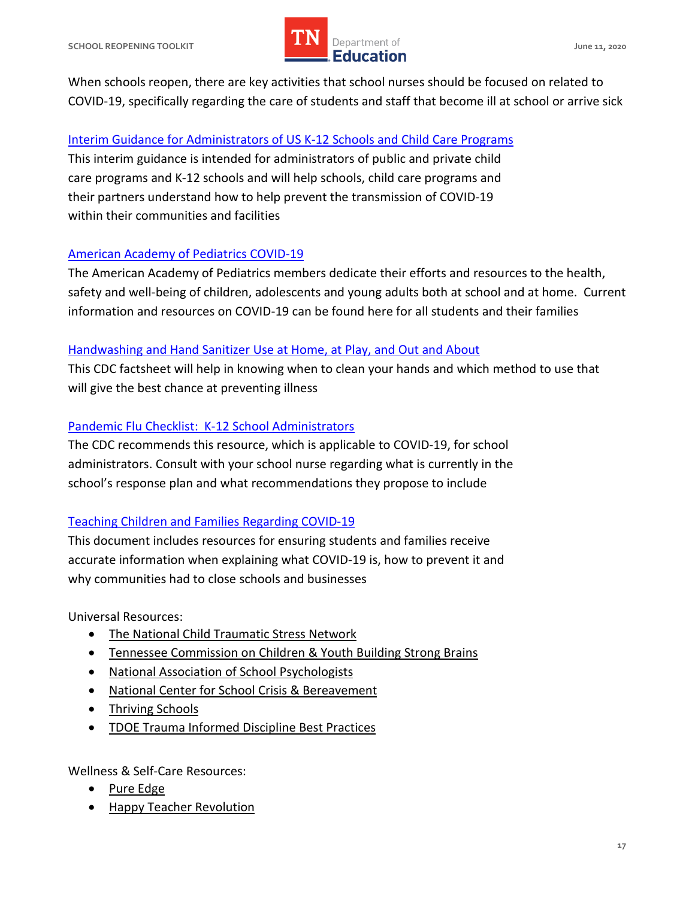When schools reopen, there are key activities that school nurses should be focused on related to COVID-19, specifically regarding the care of students and staff that become ill at school or arrive sick

Interim Guidance for Administrators of US K-12 Schools and Child Care Programs
This interim guidance is intended for administrators of public and private child care programs and K-12 schools and will help schools, child care programs and their partners understand how to help prevent the transmission of COVID-19 within their communities and facilities

American Academy of Pediatrics COVID-19
The American Academy of Pediatrics members dedicate their efforts and resources to the health, safety and well-being of children, adolescents and young adults both at school and at home. Current information and resources on COVID-19 can be found here for all students and their families

Handwashing and Hand Sanitizer Use at Home, at Play, and Out and About
This CDC factsheet will help in knowing when to clean your hands and which method to use that will give the best chance at preventing illness

Pandemic Flu Checklist: K-12 School Administrators
The CDC recommends this resource, which is applicable to COVID-19, for school administrators. Consult with your school nurse regarding what is currently in the school's response plan and what recommendations they propose to include

Teaching Children and Families Regarding COVID-19
This document includes resources for ensuring students and families receive accurate information when explaining what COVID-19 is, how to prevent it and why communities had to close schools and businesses

Universal Resources:

- The National Child Traumatic Stress Network
- Tennessee Commission on Children & Youth Building Strong Brains
- National Association of School Psychologists
- National Center for School Crisis & Bereavement
- Thriving Schools
- TDOE Trauma Informed Discipline Best Practices

Wellness & Self-Care Resources:

- Pure Edge
- Happy Teacher Revolution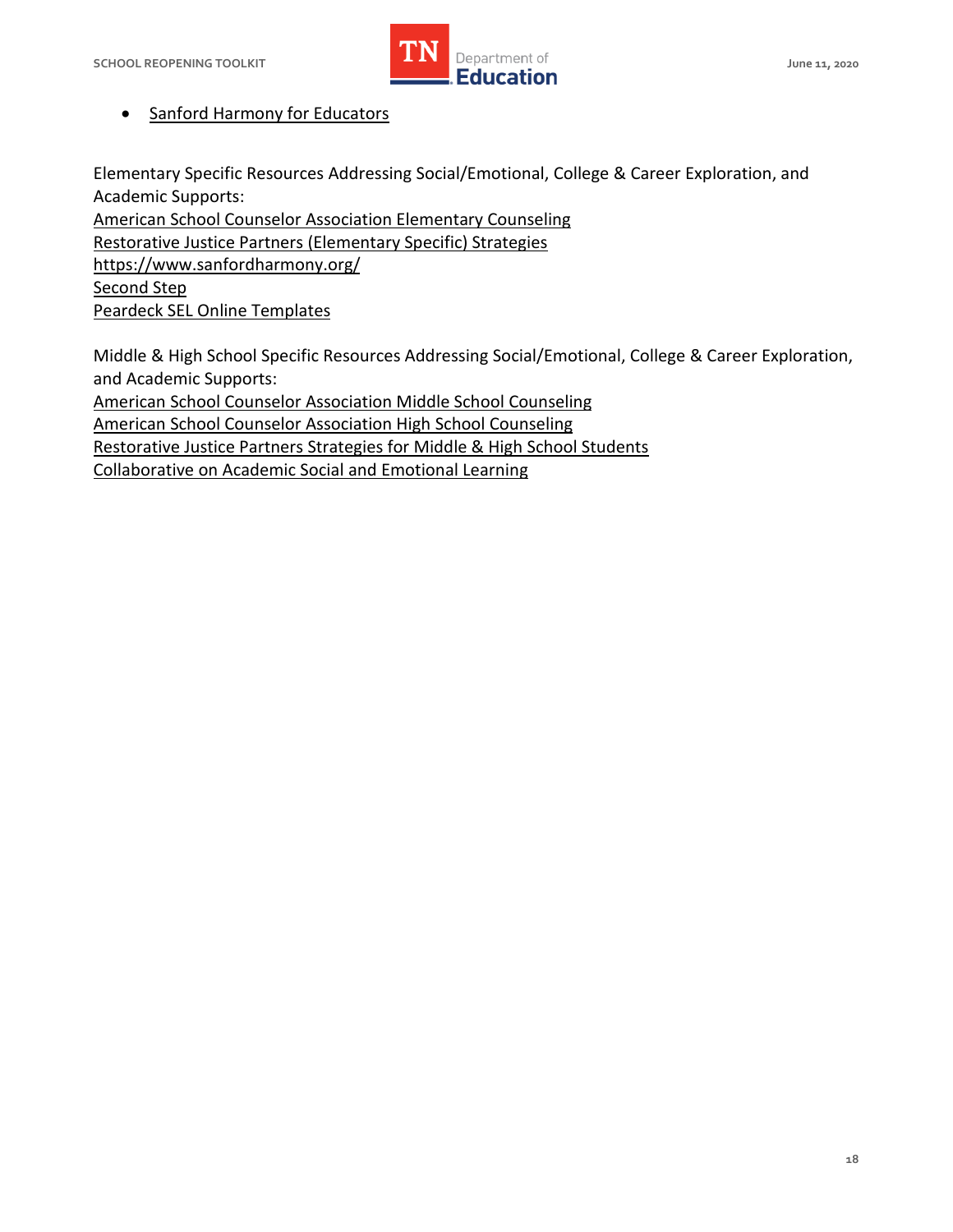- Sanford Harmony for Educators

Elementary Specific Resources Addressing Social/Emotional, College & Career Exploration, and Academic Supports:
American School Counselor Association Elementary Counseling
Restorative Justice Partners (Elementary Specific) Strategies
https://www.sanfordharmony.org/
Second Step
Peardeck SEL Online Templates

Middle & High School Specific Resources Addressing Social/Emotional, College & Career Exploration, and Academic Supports:
American School Counselor Association Middle School Counseling
American School Counselor Association High School Counseling
Restorative Justice Partners Strategies for Middle & High School Students
Collaborative on Academic Social and Emotional Learning